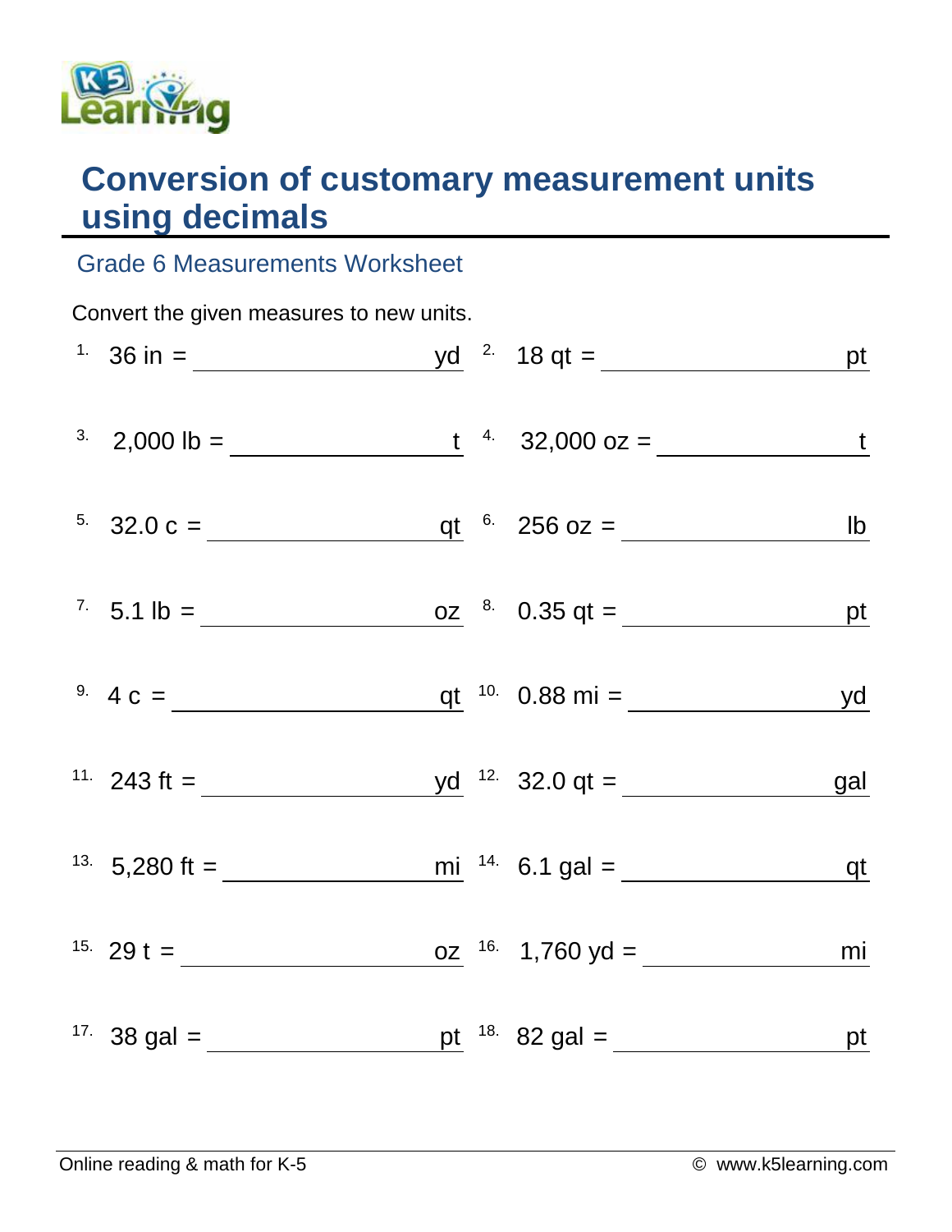# Conversion of customary measurement units using decimals

## Grade 6 Measurements Worksheet

Convert the given measures to new units.

1. 36 in = ________________ yd
2. 18 qt = ________________ pt
3. 2,000 lb = ________________ t
4. 32,000 oz = ________________ t
5. 32.0 c = ________________ qt
6. 256 oz = ________________ lb
7. 5.1 lb = ________________ oz
8. 0.35 qt = ________________ pt
9. 4 c = ________________ qt
10. 0.88 mi = ________________ yd
11. 243 ft = ________________ yd
12. 32.0 qt = ________________ gal
13. 5,280 ft = ________________ mi
14. 6.1 gal = ________________ qt
15. 29 t = ________________ oz
16. 1,760 yd = ________________ mi
17. 38 gal = ________________ pt
18. 82 gal = ________________ pt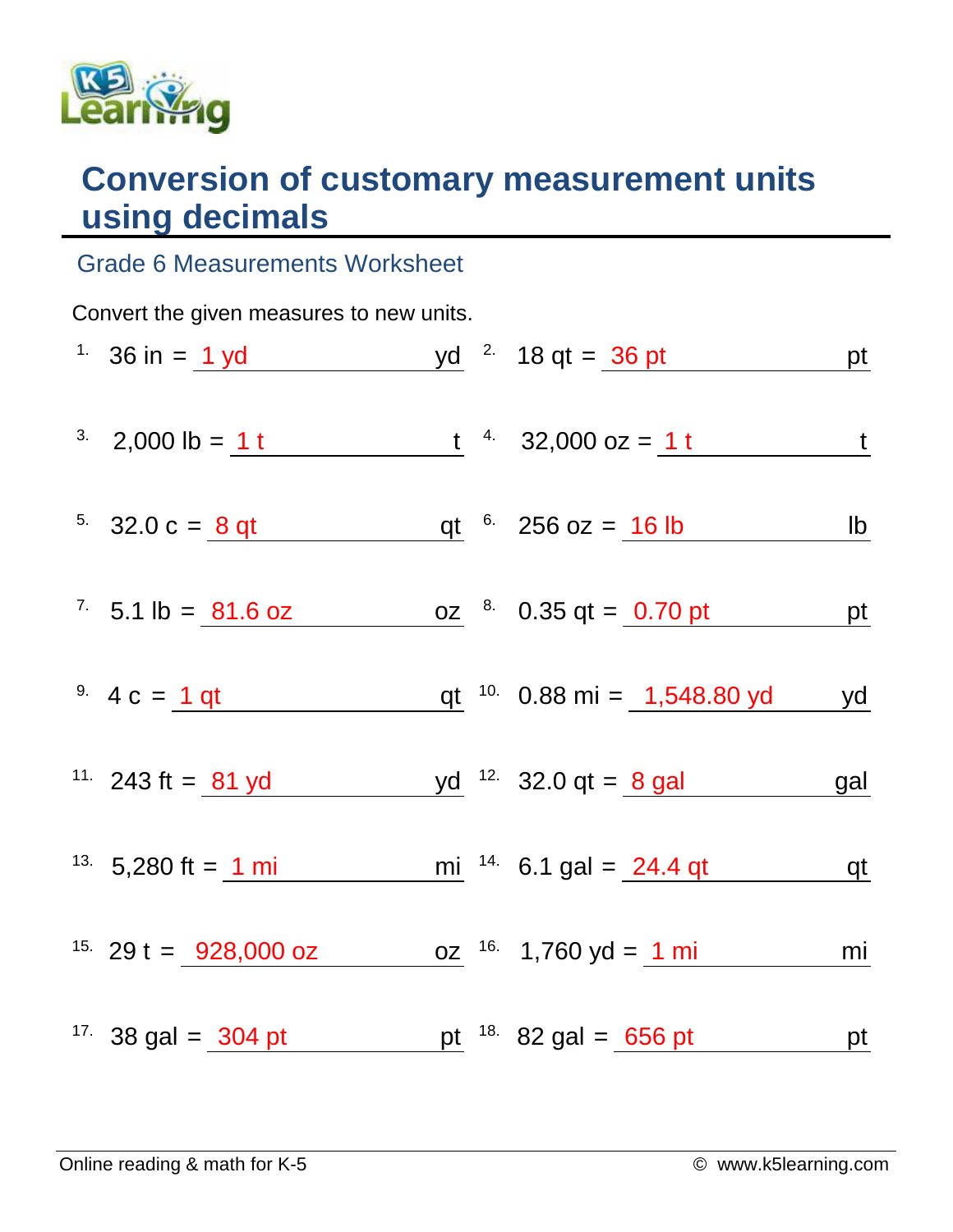# Conversion of customary measurement units using decimals

## Grade 6 Measurements Worksheet

Convert the given measures to new units.

1. 36 in = 1 yd yd
2. 18 qt = 36 pt pt
3. 2,000 lb = 1 t t
4. 32,000 oz = 1 t t
5. 32.0 c = 8 qt qt
6. 256 oz = 16 lb lb
7. 5.1 lb = 81.6 oz oz
8. 0.35 qt = 0.70 pt pt
9. 4 c = 1 qt qt
10. 0.88 mi = 1,548.80 yd yd
11. 243 ft = 81 yd yd
12. 32.0 qt = 8 gal gal
13. 5,280 ft = 1 mi mi
14. 6.1 gal = 24.4 qt qt
15. 29 t = 928,000 oz oz
16. 1,760 yd = 1 mi mi
17. 38 gal = 304 pt pt
18. 82 gal = 656 pt pt

Online reading & math for K-5 © www.k5learning.com